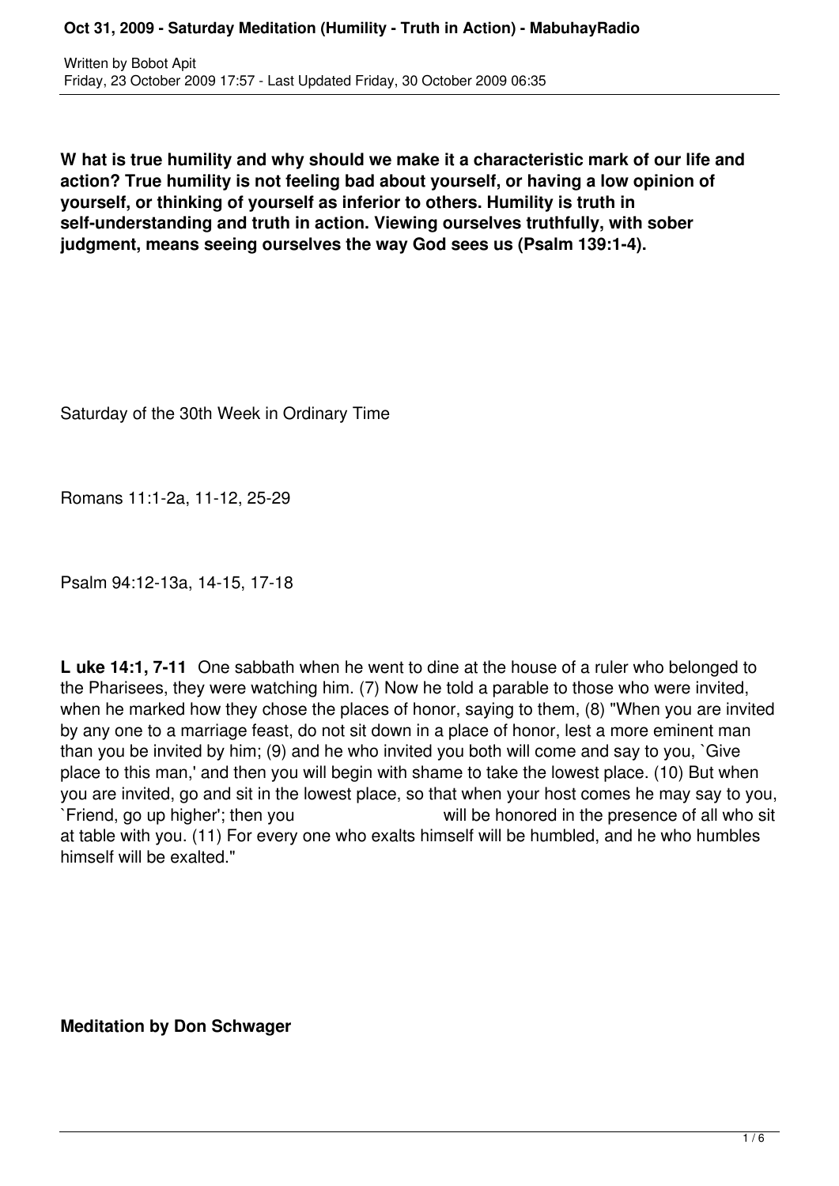**W hat is true humility and why should we make it a characteristic mark of our life and action? True humility is not feeling bad about yourself, or having a low opinion of yourself, or thinking of yourself as inferior to others. Humility is truth in self-understanding and truth in action. Viewing ourselves truthfully, with sober judgment, means seeing ourselves the way God sees us (Psalm 139:1-4).**

Saturday of the 30th Week in Ordinary Time

Romans 11:1-2a, 11-12, 25-29

Psalm 94:12-13a, 14-15, 17-18

**L uke 14:1, 7-11** One sabbath when he went to dine at the house of a ruler who belonged to the Pharisees, they were watching him. (7) Now he told a parable to those who were invited, when he marked how they chose the places of honor, saying to them, (8) "When you are invited by any one to a marriage feast, do not sit down in a place of honor, lest a more eminent man than you be invited by him; (9) and he who invited you both will come and say to you, `Give place to this man,' and then you will begin with shame to take the lowest place. (10) But when you are invited, go and sit in the lowest place, so that when your host comes he may say to you, `Friend, go up higher'; then you will be honored in the presence of all who sit at table with you. (11) For every one who exalts himself will be humbled, and he who humbles himself will be exalted."

**Meditation by Don Schwager**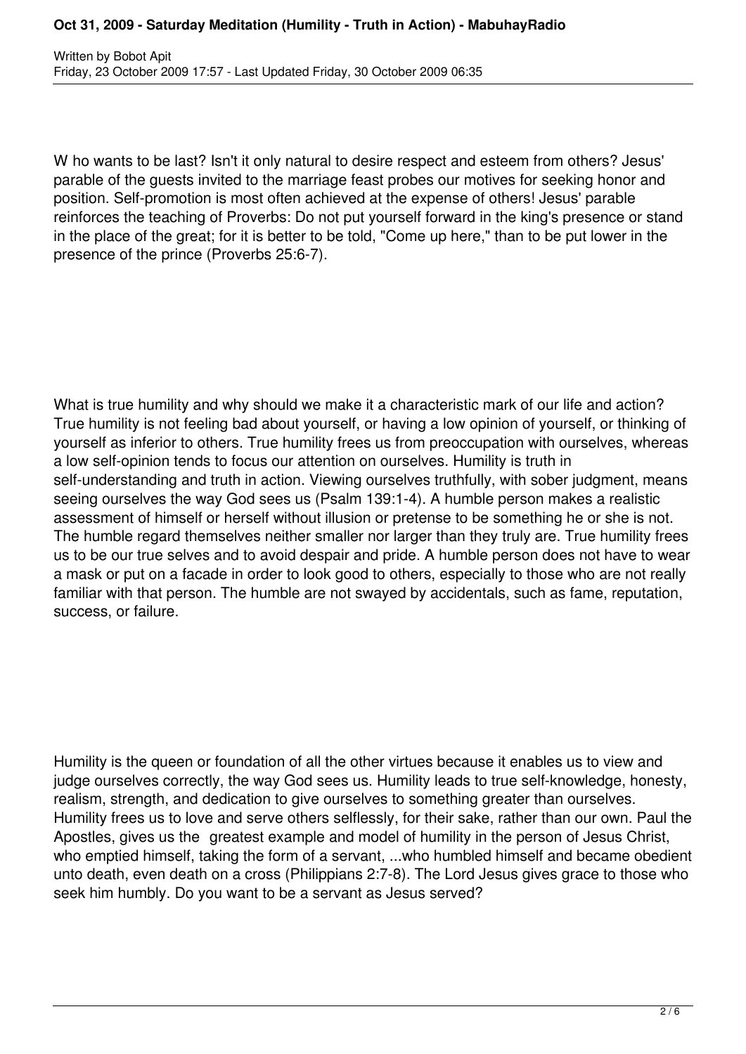W ho wants to be last? Isn't it only natural to desire respect and esteem from others? Jesus' parable of the guests invited to the marriage feast probes our motives for seeking honor and position. Self-promotion is most often achieved at the expense of others! Jesus' parable reinforces the teaching of Proverbs: Do not put yourself forward in the king's presence or stand in the place of the great; for it is better to be told, "Come up here," than to be put lower in the presence of the prince (Proverbs 25:6-7).

What is true humility and why should we make it a characteristic mark of our life and action? True humility is not feeling bad about yourself, or having a low opinion of yourself, or thinking of yourself as inferior to others. True humility frees us from preoccupation with ourselves, whereas a low self-opinion tends to focus our attention on ourselves. Humility is truth in self-understanding and truth in action. Viewing ourselves truthfully, with sober judgment, means seeing ourselves the way God sees us (Psalm 139:1-4). A humble person makes a realistic assessment of himself or herself without illusion or pretense to be something he or she is not. The humble regard themselves neither smaller nor larger than they truly are. True humility frees us to be our true selves and to avoid despair and pride. A humble person does not have to wear a mask or put on a facade in order to look good to others, especially to those who are not really familiar with that person. The humble are not swayed by accidentals, such as fame, reputation, success, or failure.

Humility is the queen or foundation of all the other virtues because it enables us to view and judge ourselves correctly, the way God sees us. Humility leads to true self-knowledge, honesty, realism, strength, and dedication to give ourselves to something greater than ourselves. Humility frees us to love and serve others selflessly, for their sake, rather than our own. Paul the Apostles, gives us the greatest example and model of humility in the person of Jesus Christ, who emptied himself, taking the form of a servant, ...who humbled himself and became obedient unto death, even death on a cross (Philippians 2:7-8). The Lord Jesus gives grace to those who seek him humbly. Do you want to be a servant as Jesus served?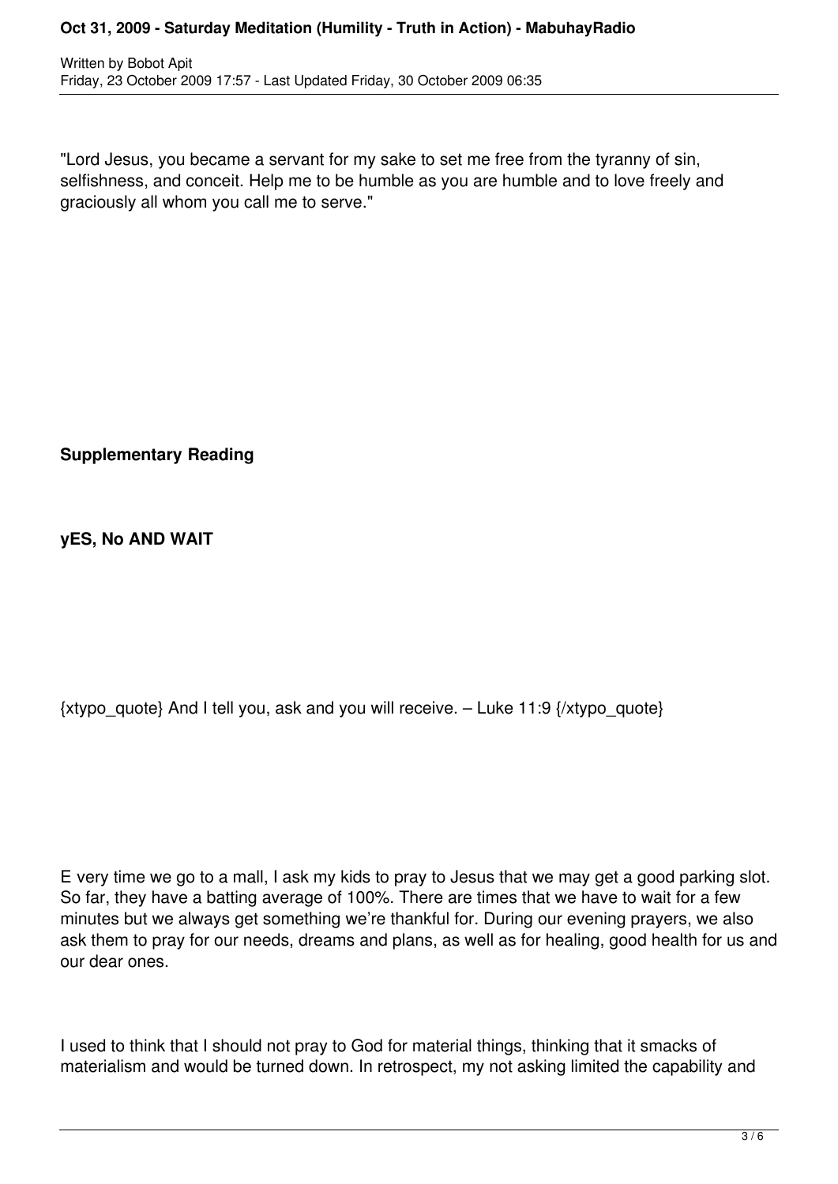"Lord Jesus, you became a servant for my sake to set me free from the tyranny of sin, selfishness, and conceit. Help me to be humble as you are humble and to love freely and graciously all whom you call me to serve."

**Supplementary Reading**

**yES, No AND WAIT**

{xtypo_quote} And I tell you, ask and you will receive. – Luke 11:9 {/xtypo_quote}

E very time we go to a mall, I ask my kids to pray to Jesus that we may get a good parking slot. So far, they have a batting average of 100%. There are times that we have to wait for a few minutes but we always get something we're thankful for. During our evening prayers, we also ask them to pray for our needs, dreams and plans, as well as for healing, good health for us and our dear ones.

I used to think that I should not pray to God for material things, thinking that it smacks of materialism and would be turned down. In retrospect, my not asking limited the capability and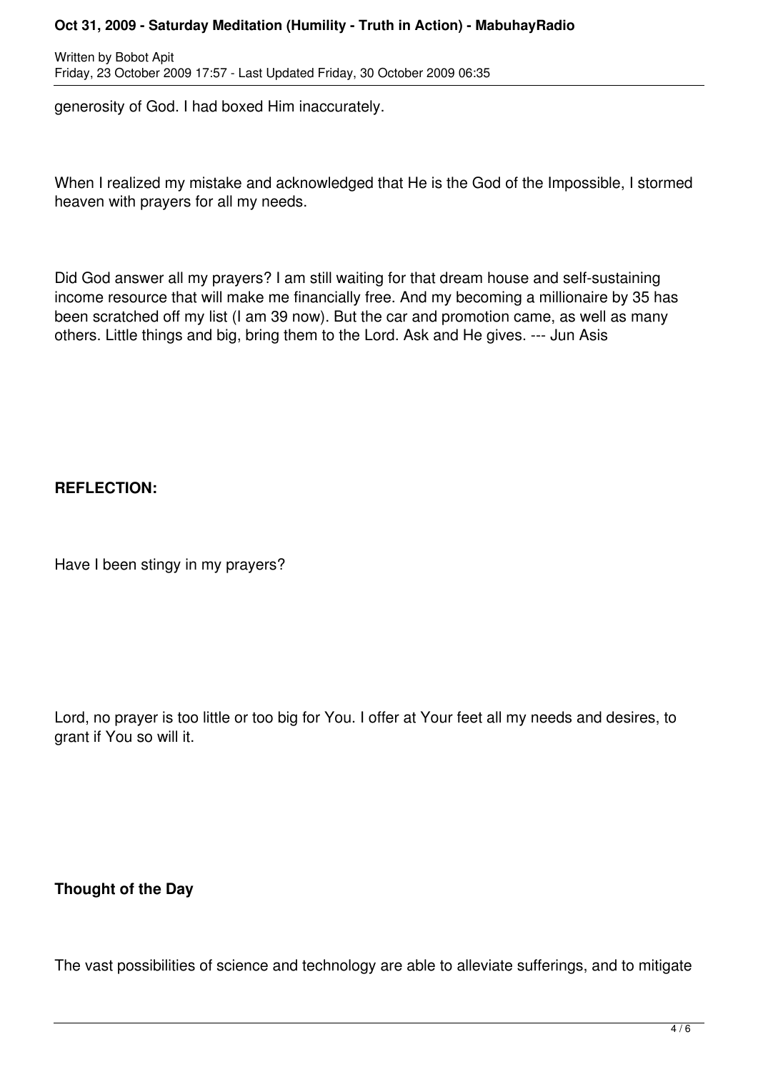generosity of God. I had boxed Him inaccurately.

When I realized my mistake and acknowledged that He is the God of the Impossible, I stormed heaven with prayers for all my needs.

Did God answer all my prayers? I am still waiting for that dream house and self-sustaining income resource that will make me financially free. And my becoming a millionaire by 35 has been scratched off my list (I am 39 now). But the car and promotion came, as well as many others. Little things and big, bring them to the Lord. Ask and He gives. --- Jun Asis

**REFLECTION:**

Have I been stingy in my prayers?

Lord, no prayer is too little or too big for You. I offer at Your feet all my needs and desires, to grant if You so will it.

**Thought of the Day**

The vast possibilities of science and technology are able to alleviate sufferings, and to mitigate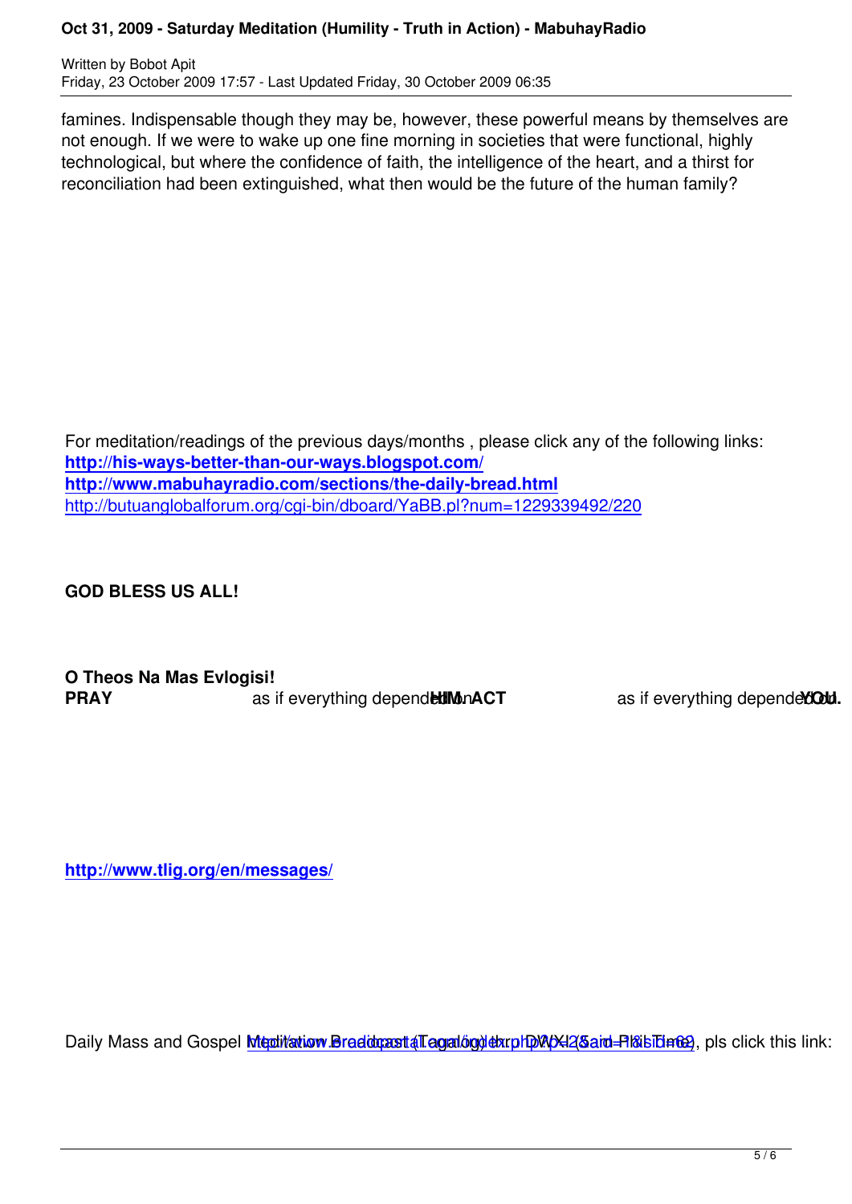famines. Indispensable though they may be, however, these powerful means by themselves are not enough. If we were to wake up one fine morning in societies that were functional, highly technological, but where the confidence of faith, the intelligence of the heart, and a thirst for reconciliation had been extinguished, what then would be the future of the human family?

For meditation/readings of the previous days/months , please click any of the following links:
**http://his-ways-better-than-our-ways.blogspot.com/**
**http://www.mabuhayradio.com/sections/the-daily-bread.html**
http://butuanglobalforum.org/cgi-bin/dboard/YaBB.pl?num=1229339492/220

**GOD BLESS US ALL!**

**O Theos Na Mas Evlogisi!**
**PRAY** as if everything depended on **HIM.** **ACT** as if everything depended on **YOU.**

**http://www.tlig.org/en/messages/**

Daily Mass and Gospel Meditation Broadcast (Tagalog) thru DWXI (8am-Phil Time), pls click this link: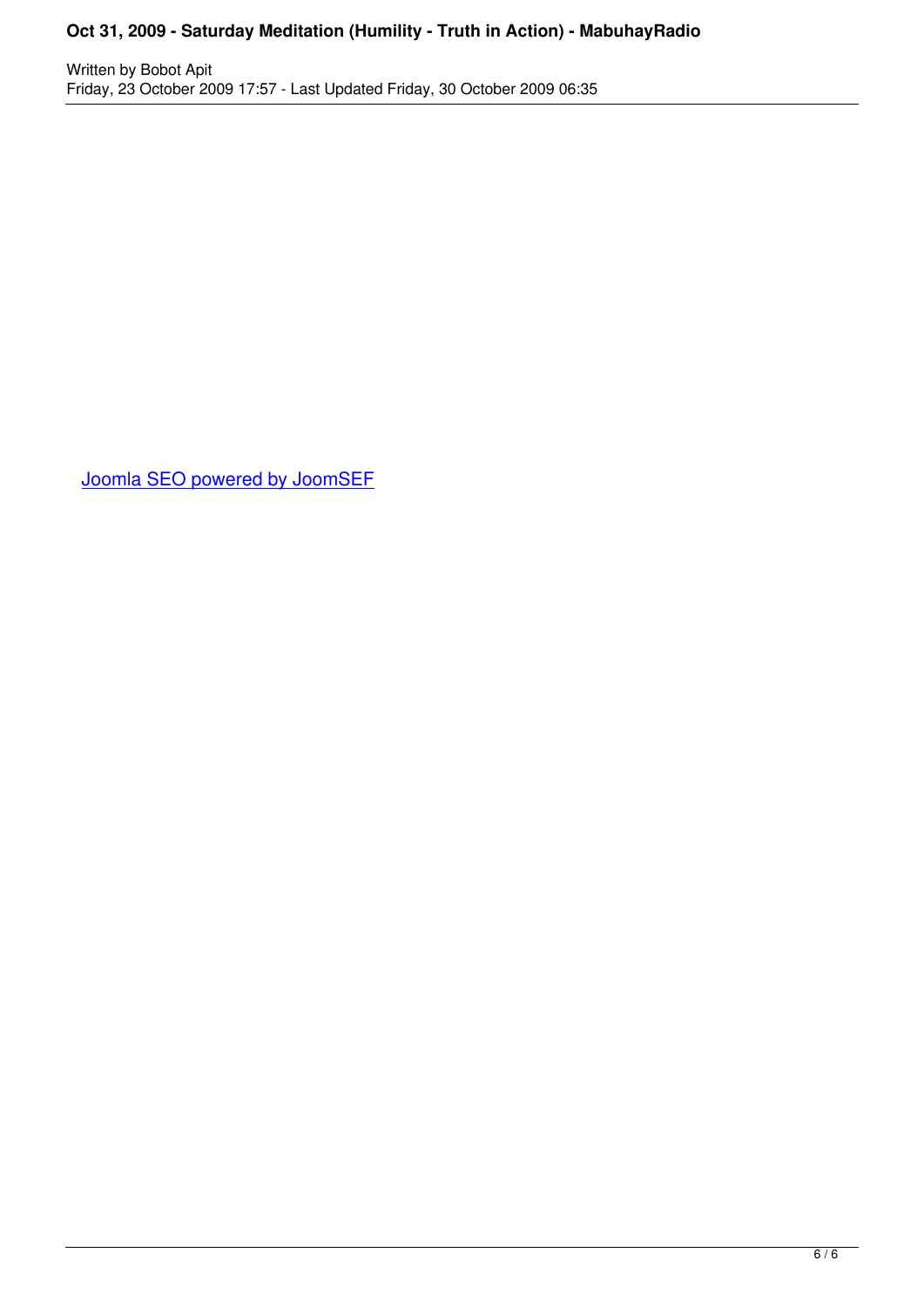[Joomla SEO powered by JoomSEF]